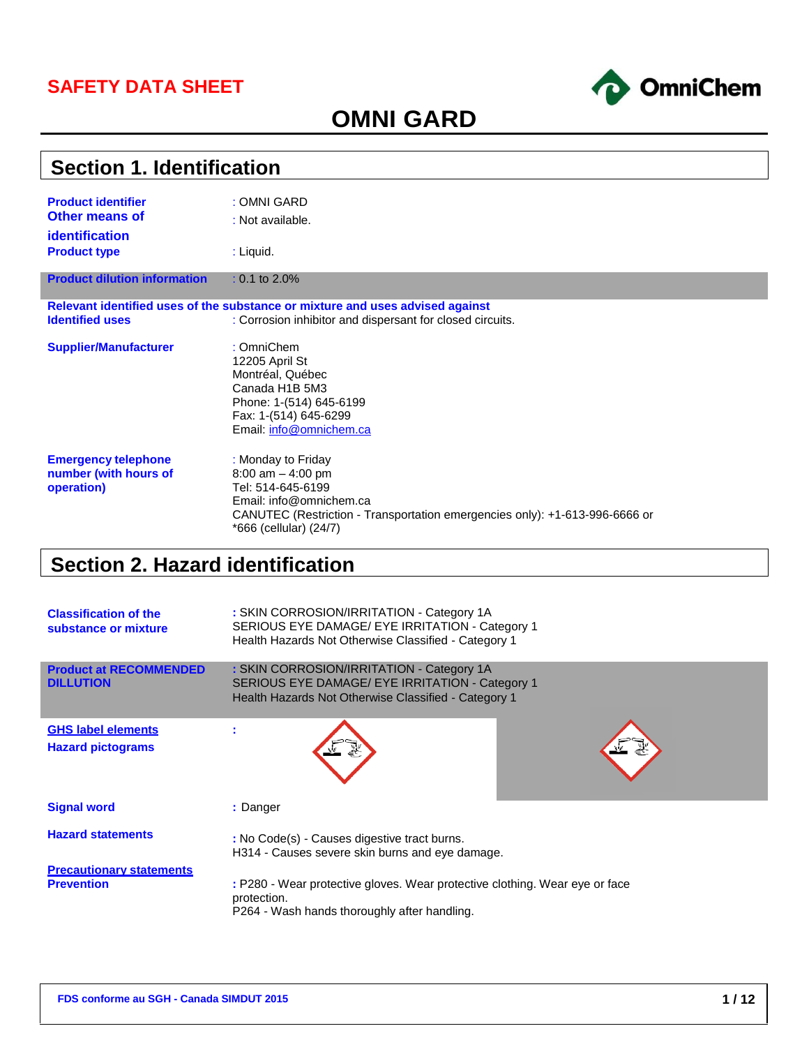# SAFETY DATA SHEET

OmniChem

## OMNI GARD

## Section 1. Identification

| | |
|---|---|
| **Product identifier** | : OMNI GARD |
| **Other means of identification** | : Not available. |
| **Product type** | : Liquid. |
| **Product dilution information** | : 0.1 to 2.0% |

**Relevant identified uses of the substance or mixture and uses advised against**

| | |
|---|---|
| **Identified uses** | : Corrosion inhibitor and dispersant for closed circuits. |
| **Supplier/Manufacturer** | : OmniChem<br>12205 April St<br>Montréal, Québec<br>Canada H1B 5M3<br>Phone: 1-(514) 645-6199<br>Fax: 1-(514) 645-6299<br>Email: info@omnichem.ca |
| **Emergency telephone number (with hours of operation)** | : Monday to Friday<br>8:00 am – 4:00 pm<br>Tel: 514-645-6199<br>Email: info@omnichem.ca<br>CANUTEC (Restriction - Transportation emergencies only): +1-613-996-6666 or *666 (cellular) (24/7) |

## Section 2. Hazard identification

| | |
|---|---|
| **Classification of the substance or mixture** | : SKIN CORROSION/IRRITATION - Category 1A<br>SERIOUS EYE DAMAGE/ EYE IRRITATION - Category 1<br>Health Hazards Not Otherwise Classified - Category 1 |
| **Product at RECOMMENDED DILLUTION** | : SKIN CORROSION/IRRITATION - Category 1A<br>SERIOUS EYE DAMAGE/ EYE IRRITATION - Category 1<br>Health Hazards Not Otherwise Classified - Category 1 |

**GHS label elements**

**Hazard pictograms** :

| | |
|---|---|
| **Signal word** | : Danger |
| **Hazard statements** | : No Code(s) - Causes digestive tract burns.<br>H314 - Causes severe skin burns and eye damage. |

**Precautionary statements**

| | |
|---|---|
| **Prevention** | : P280 - Wear protective gloves. Wear protective clothing. Wear eye or face protection.<br>P264 - Wash hands thoroughly after handling. |

FDS conforme au SGH - Canada SIMDUT 2015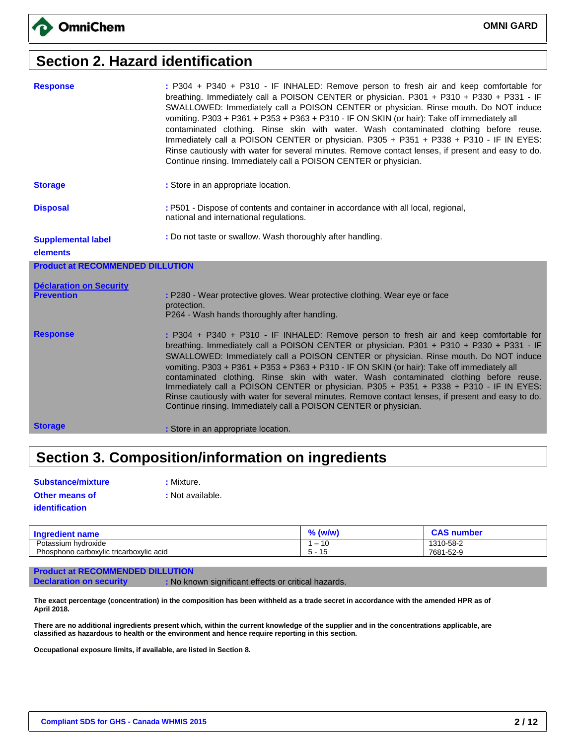## Section 2. Hazard identification

**Response** : P304 + P340 + P310 - IF INHALED: Remove person to fresh air and keep comfortable for breathing. Immediately call a POISON CENTER or physician. P301 + P310 + P330 + P331 - IF SWALLOWED: Immediately call a POISON CENTER or physician. Rinse mouth. Do NOT induce vomiting. P303 + P361 + P353 + P363 + P310 - IF ON SKIN (or hair): Take off immediately all contaminated clothing. Rinse skin with water. Wash contaminated clothing before reuse. Immediately call a POISON CENTER or physician. P305 + P351 + P338 + P310 - IF IN EYES: Rinse cautiously with water for several minutes. Remove contact lenses, if present and easy to do. Continue rinsing. Immediately call a POISON CENTER or physician.

**Storage** : Store in an appropriate location.

**Disposal** : P501 - Dispose of contents and container in accordance with all local, regional, national and international regulations.

**Supplemental label elements** : Do not taste or swallow. Wash thoroughly after handling.

**Product at RECOMMENDED DILLUTION**

**Déclaration on Security**

**Prevention** : P280 - Wear protective gloves. Wear protective clothing. Wear eye or face protection.
P264 - Wash hands thoroughly after handling.

**Response** : P304 + P340 + P310 - IF INHALED: Remove person to fresh air and keep comfortable for breathing. Immediately call a POISON CENTER or physician. P301 + P310 + P330 + P331 - IF SWALLOWED: Immediately call a POISON CENTER or physician. Rinse mouth. Do NOT induce vomiting. P303 + P361 + P353 + P363 + P310 - IF ON SKIN (or hair): Take off immediately all contaminated clothing. Rinse skin with water. Wash contaminated clothing before reuse. Immediately call a POISON CENTER or physician. P305 + P351 + P338 + P310 - IF IN EYES: Rinse cautiously with water for several minutes. Remove contact lenses, if present and easy to do. Continue rinsing. Immediately call a POISON CENTER or physician.

**Storage** : Store in an appropriate location.

## Section 3. Composition/information on ingredients

**Substance/mixture** : Mixture.

**Other means of identification** : Not available.

| Ingredient name | % (w/w) | CAS number |
|---|---|---|
| Potassium hydroxide | 1 – 10 | 1310-58-2 |
| Phosphono carboxylic tricarboxylic acid | 5 - 15 | 7681-52-9 |

**Product at RECOMMENDED DILLUTION**

**Declaration on security** : No known significant effects or critical hazards.

**The exact percentage (concentration) in the composition has been withheld as a trade secret in accordance with the amended HPR as of April 2018.**

**There are no additional ingredients present which, within the current knowledge of the supplier and in the concentrations applicable, are classified as hazardous to health or the environment and hence require reporting in this section.**

**Occupational exposure limits, if available, are listed in Section 8.**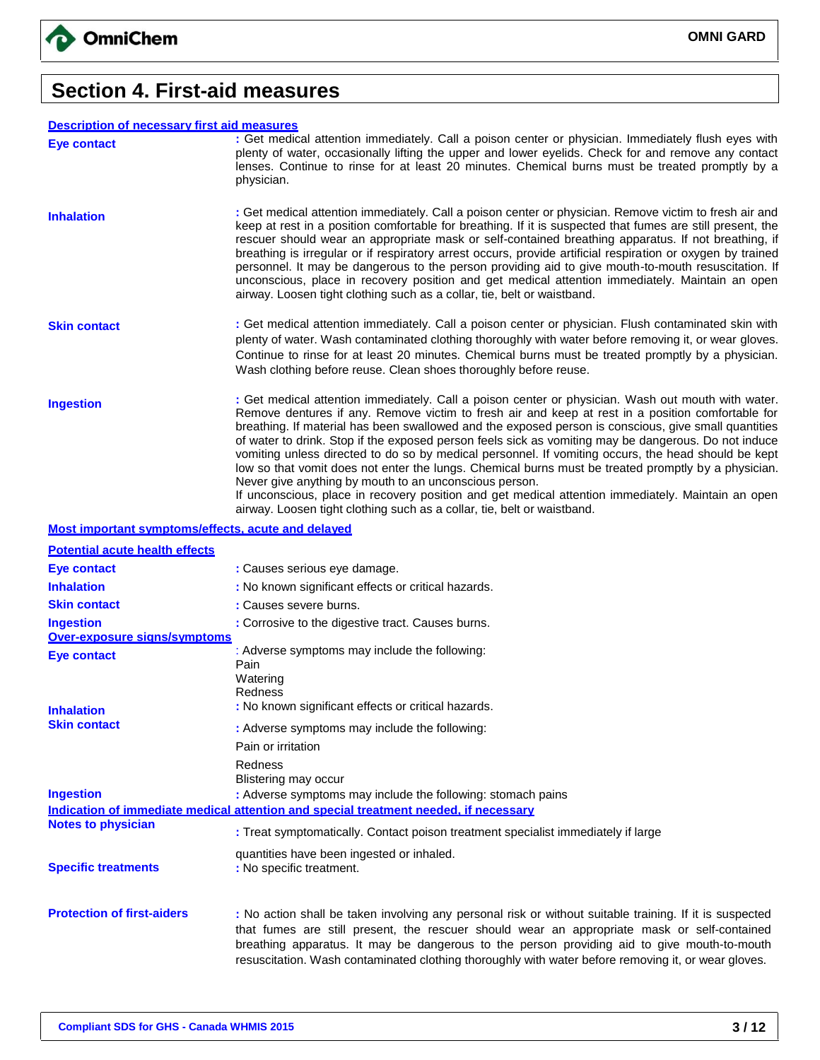# Section 4. First-aid measures

**Description of necessary first aid measures**

**Eye contact** : Get medical attention immediately. Call a poison center or physician. Immediately flush eyes with plenty of water, occasionally lifting the upper and lower eyelids. Check for and remove any contact lenses. Continue to rinse for at least 20 minutes. Chemical burns must be treated promptly by a physician.

**Inhalation** : Get medical attention immediately. Call a poison center or physician. Remove victim to fresh air and keep at rest in a position comfortable for breathing. If it is suspected that fumes are still present, the rescuer should wear an appropriate mask or self-contained breathing apparatus. If not breathing, if breathing is irregular or if respiratory arrest occurs, provide artificial respiration or oxygen by trained personnel. It may be dangerous to the person providing aid to give mouth-to-mouth resuscitation. If unconscious, place in recovery position and get medical attention immediately. Maintain an open airway. Loosen tight clothing such as a collar, tie, belt or waistband.

**Skin contact** : Get medical attention immediately. Call a poison center or physician. Flush contaminated skin with plenty of water. Wash contaminated clothing thoroughly with water before removing it, or wear gloves. Continue to rinse for at least 20 minutes. Chemical burns must be treated promptly by a physician. Wash clothing before reuse. Clean shoes thoroughly before reuse.

**Ingestion** : Get medical attention immediately. Call a poison center or physician. Wash out mouth with water. Remove dentures if any. Remove victim to fresh air and keep at rest in a position comfortable for breathing. If material has been swallowed and the exposed person is conscious, give small quantities of water to drink. Stop if the exposed person feels sick as vomiting may be dangerous. Do not induce vomiting unless directed to do so by medical personnel. If vomiting occurs, the head should be kept low so that vomit does not enter the lungs. Chemical burns must be treated promptly by a physician. Never give anything by mouth to an unconscious person.
If unconscious, place in recovery position and get medical attention immediately. Maintain an open airway. Loosen tight clothing such as a collar, tie, belt or waistband.

**Most important symptoms/effects, acute and delayed**

**Potential acute health effects**

**Eye contact** : Causes serious eye damage.

**Inhalation** : No known significant effects or critical hazards.

**Skin contact** : Causes severe burns.

**Ingestion** : Corrosive to the digestive tract. Causes burns.

**Over-exposure signs/symptoms**

**Eye contact** : Adverse symptoms may include the following:
Pain
Watering
Redness

**Inhalation** : No known significant effects or critical hazards.

**Skin contact** : Adverse symptoms may include the following:
Pain or irritation
Redness
Blistering may occur

**Ingestion** : Adverse symptoms may include the following: stomach pains

**Indication of immediate medical attention and special treatment needed, if necessary**

**Notes to physician** : Treat symptomatically. Contact poison treatment specialist immediately if large quantities have been ingested or inhaled.

**Specific treatments** : No specific treatment.

**Protection of first-aiders** : No action shall be taken involving any personal risk or without suitable training. If it is suspected that fumes are still present, the rescuer should wear an appropriate mask or self-contained breathing apparatus. It may be dangerous to the person providing aid to give mouth-to-mouth resuscitation. Wash contaminated clothing thoroughly with water before removing it, or wear gloves.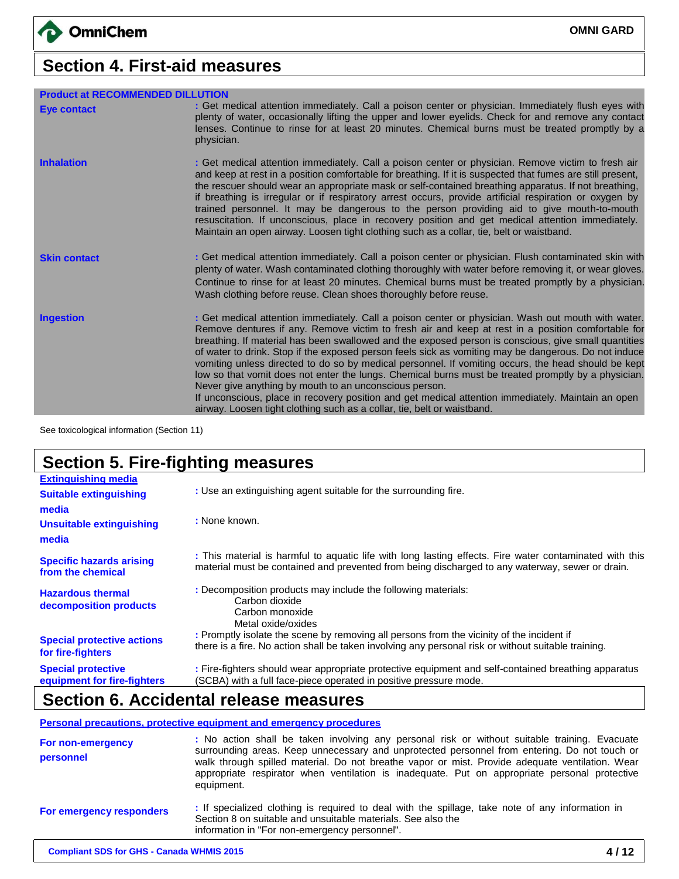## Section 4. First-aid measures

**Product at RECOMMENDED DILUTION**

| | |
|---|---|
| **Eye contact** | : Get medical attention immediately. Call a poison center or physician. Immediately flush eyes with plenty of water, occasionally lifting the upper and lower eyelids. Check for and remove any contact lenses. Continue to rinse for at least 20 minutes. Chemical burns must be treated promptly by a physician. |
| **Inhalation** | : Get medical attention immediately. Call a poison center or physician. Remove victim to fresh air and keep at rest in a position comfortable for breathing. If it is suspected that fumes are still present, the rescuer should wear an appropriate mask or self-contained breathing apparatus. If not breathing, if breathing is irregular or if respiratory arrest occurs, provide artificial respiration or oxygen by trained personnel. It may be dangerous to the person providing aid to give mouth-to-mouth resuscitation. If unconscious, place in recovery position and get medical attention immediately. Maintain an open airway. Loosen tight clothing such as a collar, tie, belt or waistband. |
| **Skin contact** | : Get medical attention immediately. Call a poison center or physician. Flush contaminated skin with plenty of water. Wash contaminated clothing thoroughly with water before removing it, or wear gloves. Continue to rinse for at least 20 minutes. Chemical burns must be treated promptly by a physician. Wash clothing before reuse. Clean shoes thoroughly before reuse. |
| **Ingestion** | : Get medical attention immediately. Call a poison center or physician. Wash out mouth with water. Remove dentures if any. Remove victim to fresh air and keep at rest in a position comfortable for breathing. If material has been swallowed and the exposed person is conscious, give small quantities of water to drink. Stop if the exposed person feels sick as vomiting may be dangerous. Do not induce vomiting unless directed to do so by medical personnel. If vomiting occurs, the head should be kept low so that vomit does not enter the lungs. Chemical burns must be treated promptly by a physician. Never give anything by mouth to an unconscious person. If unconscious, place in recovery position and get medical attention immediately. Maintain an open airway. Loosen tight clothing such as a collar, tie, belt or waistband. |

See toxicological information (Section 11)

## Section 5. Fire-fighting measures

**Extinguishing media**

| | |
|---|---|
| **Suitable extinguishing media** | : Use an extinguishing agent suitable for the surrounding fire. |
| **Unsuitable extinguishing media** | : None known. |
| **Specific hazards arising from the chemical** | : This material is harmful to aquatic life with long lasting effects. Fire water contaminated with this material must be contained and prevented from being discharged to any waterway, sewer or drain. |
| **Hazardous thermal decomposition products** | : Decomposition products may include the following materials: Carbon dioxide; Carbon monoxide; Metal oxide/oxides |
| **Special protective actions for fire-fighters** | : Promptly isolate the scene by removing all persons from the vicinity of the incident if there is a fire. No action shall be taken involving any personal risk or without suitable training. |
| **Special protective equipment for fire-fighters** | : Fire-fighters should wear appropriate protective equipment and self-contained breathing apparatus (SCBA) with a full face-piece operated in positive pressure mode. |

## Section 6. Accidental release measures

**Personal precautions, protective equipment and emergency procedures**

| | |
|---|---|
| **For non-emergency personnel** | : No action shall be taken involving any personal risk or without suitable training. Evacuate surrounding areas. Keep unnecessary and unprotected personnel from entering. Do not touch or walk through spilled material. Do not breathe vapor or mist. Provide adequate ventilation. Wear appropriate respirator when ventilation is inadequate. Put on appropriate personal protective equipment. |
| **For emergency responders** | : If specialized clothing is required to deal with the spillage, take note of any information in Section 8 on suitable and unsuitable materials. See also the information in "For non-emergency personnel". |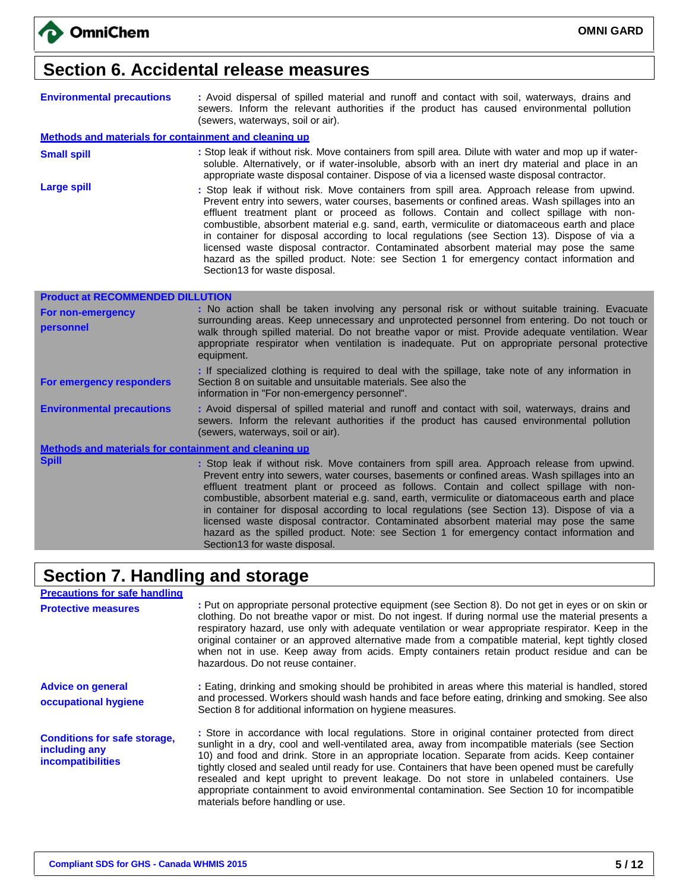## Section 6. Accidental release measures

**Environmental precautions** : Avoid dispersal of spilled material and runoff and contact with soil, waterways, drains and sewers. Inform the relevant authorities if the product has caused environmental pollution (sewers, waterways, soil or air).

**Methods and materials for containment and cleaning up**

**Small spill** : Stop leak if without risk. Move containers from spill area. Dilute with water and mop up if water-soluble. Alternatively, or if water-insoluble, absorb with an inert dry material and place in an appropriate waste disposal container. Dispose of via a licensed waste disposal contractor.

**Large spill** : Stop leak if without risk. Move containers from spill area. Approach release from upwind. Prevent entry into sewers, water courses, basements or confined areas. Wash spillages into an effluent treatment plant or proceed as follows. Contain and collect spillage with non-combustible, absorbent material e.g. sand, earth, vermiculite or diatomaceous earth and place in container for disposal according to local regulations (see Section 13). Dispose of via a licensed waste disposal contractor. Contaminated absorbent material may pose the same hazard as the spilled product. Note: see Section 1 for emergency contact information and Section13 for waste disposal.

**Product at RECOMMENDED DILUTION**

**For non-emergency personnel** : No action shall be taken involving any personal risk or without suitable training. Evacuate surrounding areas. Keep unnecessary and unprotected personnel from entering. Do not touch or walk through spilled material. Do not breathe vapor or mist. Provide adequate ventilation. Wear appropriate respirator when ventilation is inadequate. Put on appropriate personal protective equipment.

**For emergency responders** : If specialized clothing is required to deal with the spillage, take note of any information in Section 8 on suitable and unsuitable materials. See also the information in "For non-emergency personnel".

**Environmental precautions** : Avoid dispersal of spilled material and runoff and contact with soil, waterways, drains and sewers. Inform the relevant authorities if the product has caused environmental pollution (sewers, waterways, soil or air).

**Methods and materials for containment and cleaning up**

**Spill** : Stop leak if without risk. Move containers from spill area. Approach release from upwind. Prevent entry into sewers, water courses, basements or confined areas. Wash spillages into an effluent treatment plant or proceed as follows. Contain and collect spillage with non-combustible, absorbent material e.g. sand, earth, vermiculite or diatomaceous earth and place in container for disposal according to local regulations (see Section 13). Dispose of via a licensed waste disposal contractor. Contaminated absorbent material may pose the same hazard as the spilled product. Note: see Section 1 for emergency contact information and Section13 for waste disposal.

## Section 7. Handling and storage

**Precautions for safe handling**

**Protective measures** : Put on appropriate personal protective equipment (see Section 8). Do not get in eyes or on skin or clothing. Do not breathe vapor or mist. Do not ingest. If during normal use the material presents a respiratory hazard, use only with adequate ventilation or wear appropriate respirator. Keep in the original container or an approved alternative made from a compatible material, kept tightly closed when not in use. Keep away from acids. Empty containers retain product residue and can be hazardous. Do not reuse container.

**Advice on general occupational hygiene** : Eating, drinking and smoking should be prohibited in areas where this material is handled, stored and processed. Workers should wash hands and face before eating, drinking and smoking. See also Section 8 for additional information on hygiene measures.

**Conditions for safe storage, including any incompatibilities** : Store in accordance with local regulations. Store in original container protected from direct sunlight in a dry, cool and well-ventilated area, away from incompatible materials (see Section 10) and food and drink. Store in an appropriate location. Separate from acids. Keep container tightly closed and sealed until ready for use. Containers that have been opened must be carefully resealed and kept upright to prevent leakage. Do not store in unlabeled containers. Use appropriate containment to avoid environmental contamination. See Section 10 for incompatible materials before handling or use.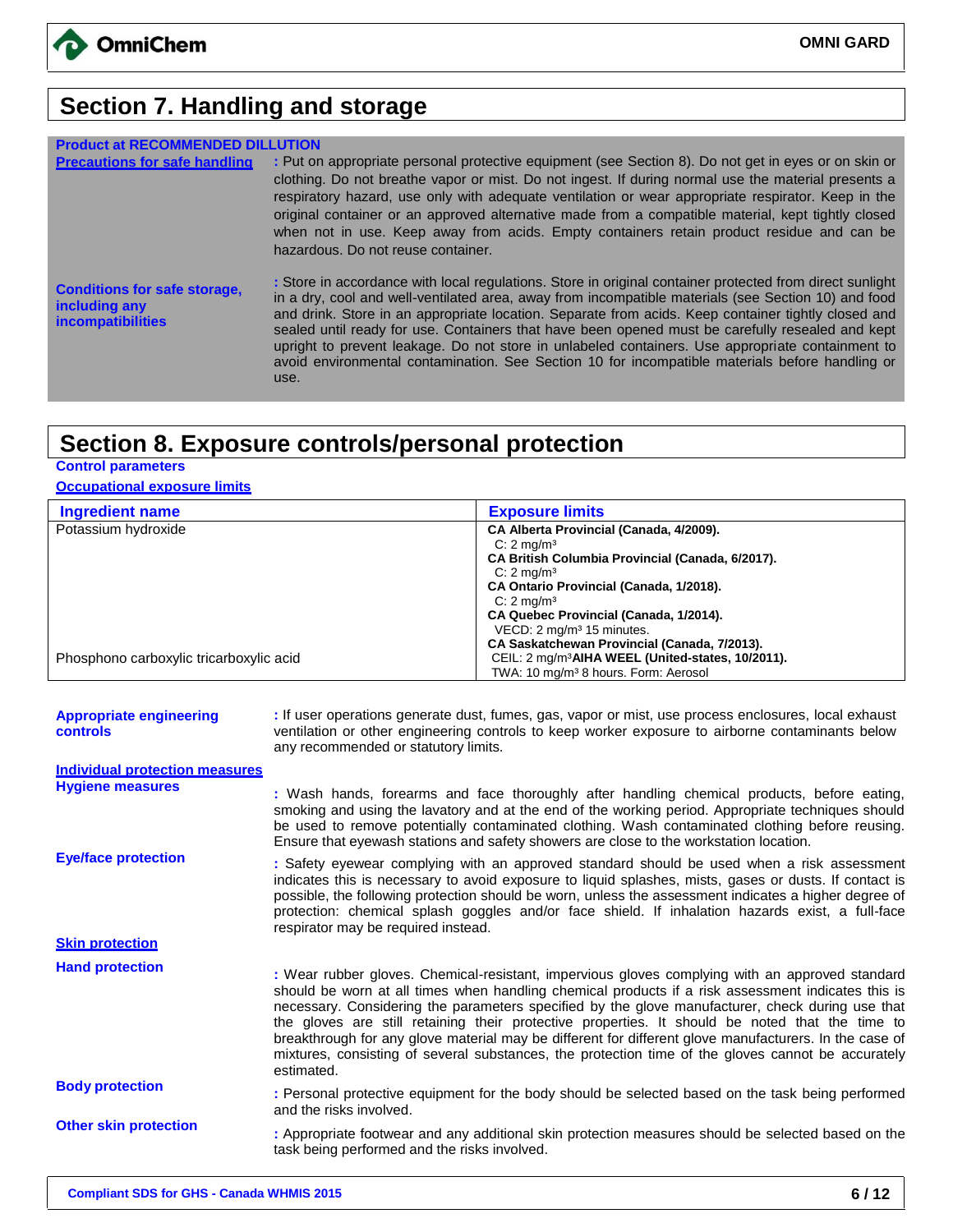## Section 7. Handling and storage

**Product at RECOMMENDED DILUTION**

**Precautions for safe handling** : Put on appropriate personal protective equipment (see Section 8). Do not get in eyes or on skin or clothing. Do not breathe vapor or mist. Do not ingest. If during normal use the material presents a respiratory hazard, use only with adequate ventilation or wear appropriate respirator. Keep in the original container or an approved alternative made from a compatible material, kept tightly closed when not in use. Keep away from acids. Empty containers retain product residue and can be hazardous. Do not reuse container.

**Conditions for safe storage, including any incompatibilities** : Store in accordance with local regulations. Store in original container protected from direct sunlight in a dry, cool and well-ventilated area, away from incompatible materials (see Section 10) and food and drink. Store in an appropriate location. Separate from acids. Keep container tightly closed and sealed until ready for use. Containers that have been opened must be carefully resealed and kept upright to prevent leakage. Do not store in unlabeled containers. Use appropriate containment to avoid environmental contamination. See Section 10 for incompatible materials before handling or use.

## Section 8. Exposure controls/personal protection

**Control parameters**

**Occupational exposure limits**

| Ingredient name | Exposure limits |
|---|---|
| Potassium hydroxide | **CA Alberta Provincial (Canada, 4/2009).**<br>C: 2 mg/m³<br>**CA British Columbia Provincial (Canada, 6/2017).**<br>C: 2 mg/m³<br>**CA Ontario Provincial (Canada, 1/2018).**<br>C: 2 mg/m³<br>**CA Quebec Provincial (Canada, 1/2014).**<br>VECD: 2 mg/m³ 15 minutes.<br>**CA Saskatchewan Provincial (Canada, 7/2013).**<br>CEIL: 2 mg/m³ |
| Phosphono carboxylic tricarboxylic acid | **AIHA WEEL (United-states, 10/2011).**<br>TWA: 10 mg/m³ 8 hours. Form: Aerosol |

**Appropriate engineering controls** : If user operations generate dust, fumes, gas, vapor or mist, use process enclosures, local exhaust ventilation or other engineering controls to keep worker exposure to airborne contaminants below any recommended or statutory limits.

**Individual protection measures**

**Hygiene measures** : Wash hands, forearms and face thoroughly after handling chemical products, before eating, smoking and using the lavatory and at the end of the working period. Appropriate techniques should be used to remove potentially contaminated clothing. Wash contaminated clothing before reusing. Ensure that eyewash stations and safety showers are close to the workstation location.

**Eye/face protection** : Safety eyewear complying with an approved standard should be used when a risk assessment indicates this is necessary to avoid exposure to liquid splashes, mists, gases or dusts. If contact is possible, the following protection should be worn, unless the assessment indicates a higher degree of protection: chemical splash goggles and/or face shield. If inhalation hazards exist, a full-face respirator may be required instead.

**Skin protection**

**Hand protection** : Wear rubber gloves. Chemical-resistant, impervious gloves complying with an approved standard should be worn at all times when handling chemical products if a risk assessment indicates this is necessary. Considering the parameters specified by the glove manufacturer, check during use that the gloves are still retaining their protective properties. It should be noted that the time to breakthrough for any glove material may be different for different glove manufacturers. In the case of mixtures, consisting of several substances, the protection time of the gloves cannot be accurately estimated.

**Body protection** : Personal protective equipment for the body should be selected based on the task being performed and the risks involved.

**Other skin protection** : Appropriate footwear and any additional skin protection measures should be selected based on the task being performed and the risks involved.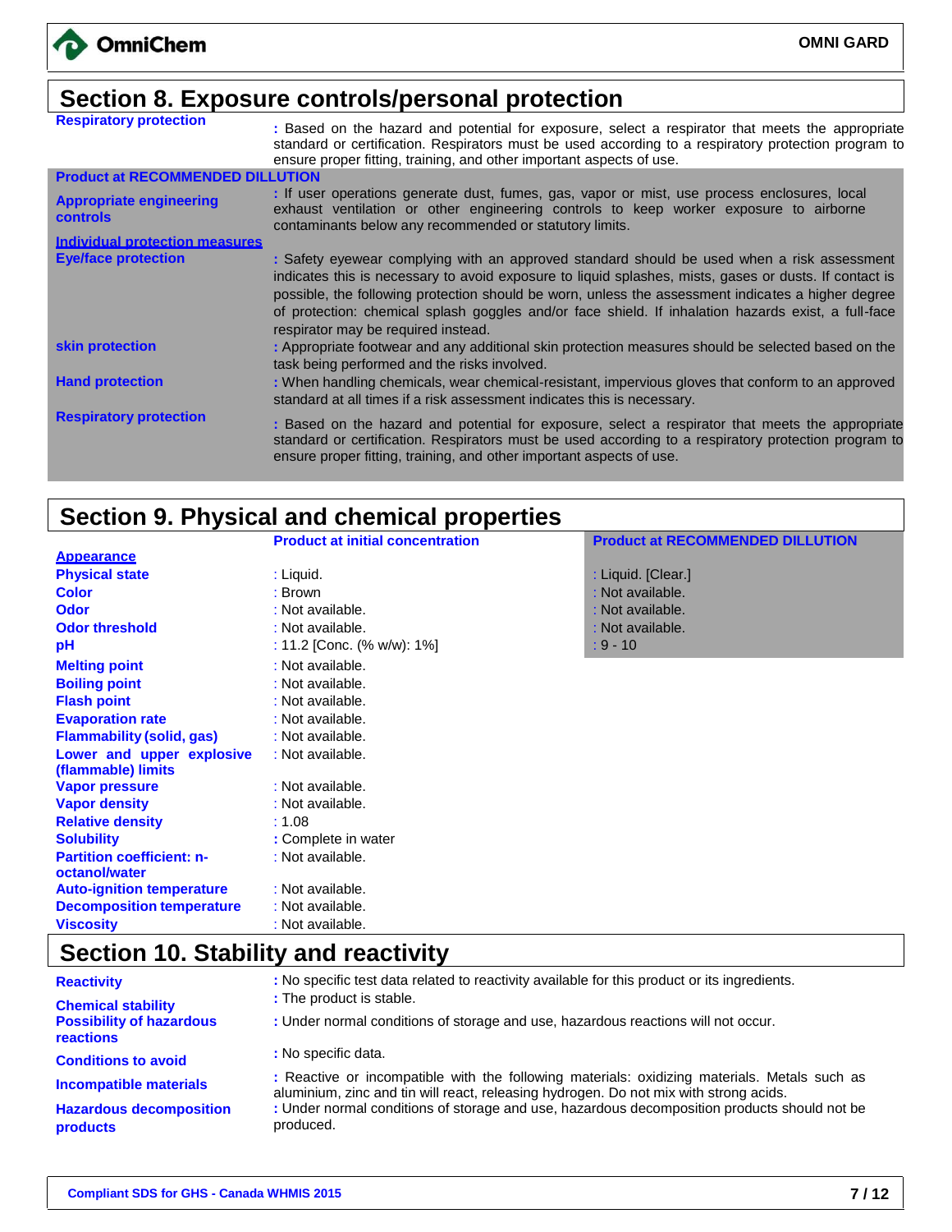## Section 8. Exposure controls/personal protection

**Respiratory protection** : Based on the hazard and potential for exposure, select a respirator that meets the appropriate standard or certification. Respirators must be used according to a respiratory protection program to ensure proper fitting, training, and other important aspects of use.

**Product at RECOMMENDED DILLUTION**

**Appropriate engineering controls** : If user operations generate dust, fumes, gas, vapor or mist, use process enclosures, local exhaust ventilation or other engineering controls to keep worker exposure to airborne contaminants below any recommended or statutory limits.

**Individual protection measures**

**Eye/face protection** : Safety eyewear complying with an approved standard should be used when a risk assessment indicates this is necessary to avoid exposure to liquid splashes, mists, gases or dusts. If contact is possible, the following protection should be worn, unless the assessment indicates a higher degree of protection: chemical splash goggles and/or face shield. If inhalation hazards exist, a full-face respirator may be required instead.

**skin protection** : Appropriate footwear and any additional skin protection measures should be selected based on the task being performed and the risks involved.

**Hand protection** : When handling chemicals, wear chemical-resistant, impervious gloves that conform to an approved standard at all times if a risk assessment indicates this is necessary.

**Respiratory protection** : Based on the hazard and potential for exposure, select a respirator that meets the appropriate standard or certification. Respirators must be used according to a respiratory protection program to ensure proper fitting, training, and other important aspects of use.

## Section 9. Physical and chemical properties

| | Product at initial concentration | Product at RECOMMENDED DILLUTION |
|---|---|---|
| **Appearance** | | |
| **Physical state** | : Liquid. | : Liquid. [Clear.] |
| **Color** | : Brown | : Not available. |
| **Odor** | : Not available. | : Not available. |
| **Odor threshold** | : Not available. | : Not available. |
| **pH** | : 11.2 [Conc. (% w/w): 1%] | : 9 - 10 |
| **Melting point** | : Not available. | |
| **Boiling point** | : Not available. | |
| **Flash point** | : Not available. | |
| **Evaporation rate** | : Not available. | |
| **Flammability (solid, gas)** | : Not available. | |
| **Lower and upper explosive (flammable) limits** | : Not available. | |
| **Vapor pressure** | : Not available. | |
| **Vapor density** | : Not available. | |
| **Relative density** | : 1.08 | |
| **Solubility** | : Complete in water | |
| **Partition coefficient: n-octanol/water** | : Not available. | |
| **Auto-ignition temperature** | : Not available. | |
| **Decomposition temperature** | : Not available. | |
| **Viscosity** | : Not available. | |

## Section 10. Stability and reactivity

**Reactivity** : No specific test data related to reactivity available for this product or its ingredients.

**Chemical stability** : The product is stable.

**Possibility of hazardous reactions** : Under normal conditions of storage and use, hazardous reactions will not occur.

**Conditions to avoid** : No specific data.

**Incompatible materials** : Reactive or incompatible with the following materials: oxidizing materials. Metals such as aluminium, zinc and tin will react, releasing hydrogen. Do not mix with strong acids.

**Hazardous decomposition products** : Under normal conditions of storage and use, hazardous decomposition products should not be produced.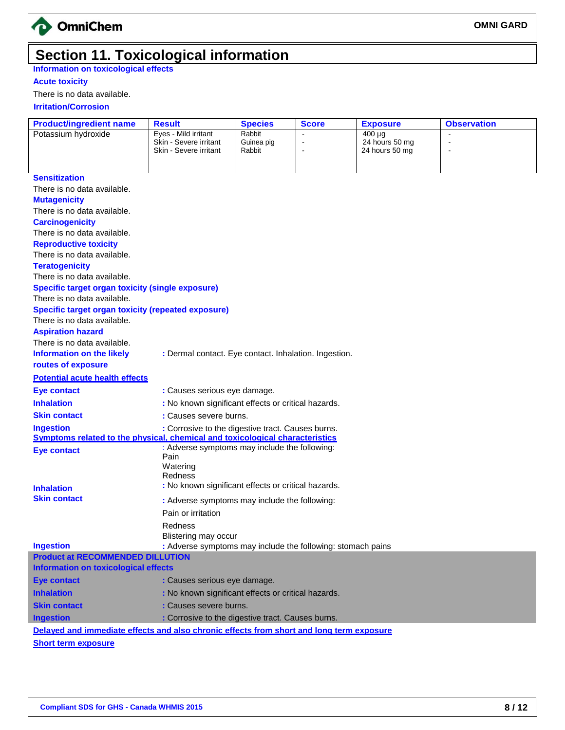# Section 11. Toxicological information

### Information on toxicological effects

### Acute toxicity

There is no data available.

### Irritation/Corrosion

| Product/ingredient name | Result | Species | Score | Exposure | Observation |
|---|---|---|---|---|---|
| Potassium hydroxide | Eyes - Mild irritant | Rabbit | - | 400 µg | - |
| | Skin - Severe irritant | Guinea pig | - | 24 hours 50 mg | - |
| | Skin - Severe irritant | Rabbit | - | 24 hours 50 mg | - |

### Sensitization

There is no data available.

### Mutagenicity

There is no data available.

### Carcinogenicity

There is no data available.

### Reproductive toxicity

There is no data available.

### Teratogenicity

There is no data available.

### Specific target organ toxicity (single exposure)

There is no data available.

### Specific target organ toxicity (repeated exposure)

There is no data available.

### Aspiration hazard

There is no data available.

**Information on the likely routes of exposure** : Dermal contact. Eye contact. Inhalation. Ingestion.

### Potential acute health effects

**Eye contact** : Causes serious eye damage.

**Inhalation** : No known significant effects or critical hazards.

**Skin contact** : Causes severe burns.

**Ingestion** : Corrosive to the digestive tract. Causes burns.

### Symptoms related to the physical, chemical and toxicological characteristics

**Eye contact** : Adverse symptoms may include the following:
Pain
Watering
Redness

**Inhalation** : No known significant effects or critical hazards.

**Skin contact** : Adverse symptoms may include the following:
Pain or irritation
Redness
Blistering may occur

**Ingestion** : Adverse symptoms may include the following: stomach pains

### Product at RECOMMENDED DILLUTION

### Information on toxicological effects

**Eye contact** : Causes serious eye damage.

**Inhalation** : No known significant effects or critical hazards.

**Skin contact** : Causes severe burns.

**Ingestion** : Corrosive to the digestive tract. Causes burns.

### Delayed and immediate effects and also chronic effects from short and long term exposure

### Short term exposure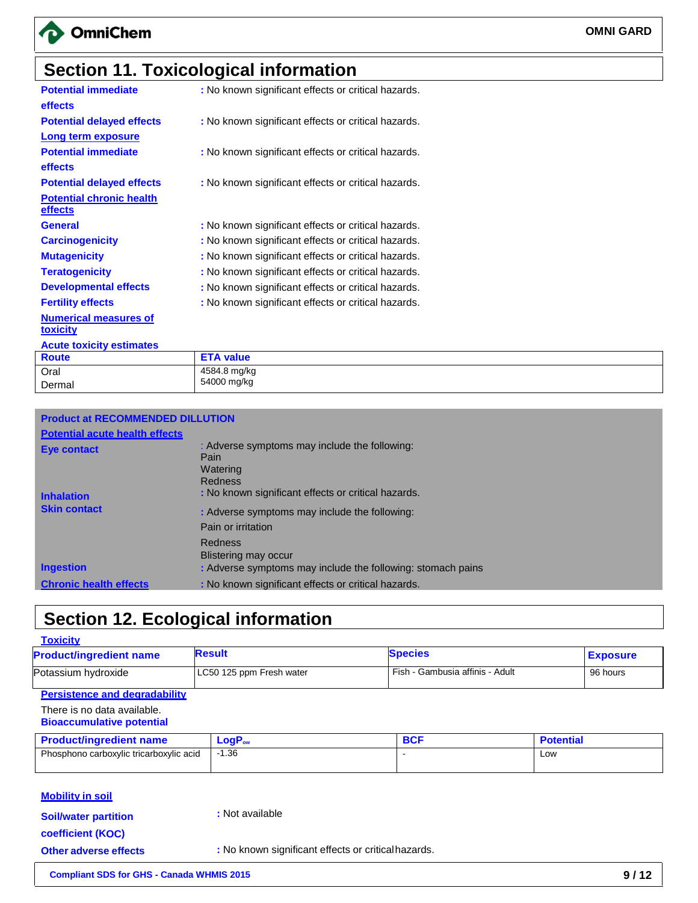## Section 11. Toxicological information

**Potential immediate effects** : No known significant effects or critical hazards.

**Potential delayed effects** : No known significant effects or critical hazards.

**Long term exposure**

**Potential immediate effects** : No known significant effects or critical hazards.

**Potential delayed effects** : No known significant effects or critical hazards.

**Potential chronic health effects**

**General** : No known significant effects or critical hazards.

**Carcinogenicity** : No known significant effects or critical hazards.

**Mutagenicity** : No known significant effects or critical hazards.

**Teratogenicity** : No known significant effects or critical hazards.

**Developmental effects** : No known significant effects or critical hazards.

**Fertility effects** : No known significant effects or critical hazards.

**Numerical measures of toxicity**

**Acute toxicity estimates**

| Route | ETA value |
|---|---|
| Oral | 4584.8 mg/kg |
| Dermal | 54000 mg/kg |

**Product at RECOMMENDED DILLUTION**

**Potential acute health effects**

**Eye contact** : Adverse symptoms may include the following:
Pain
Watering
Redness

**Inhalation** : No known significant effects or critical hazards.

**Skin contact** : Adverse symptoms may include the following:
Pain or irritation
Redness
Blistering may occur

**Ingestion** : Adverse symptoms may include the following: stomach pains

**Chronic health effects** : No known significant effects or critical hazards.

## Section 12. Ecological information

**Toxicity**

| Product/ingredient name | Result | Species | Exposure |
|---|---|---|---|
| Potassium hydroxide | LC50 125 ppm Fresh water | Fish - Gambusia affinis - Adult | 96 hours |

**Persistence and degradability**

There is no data available.

**Bioaccumulative potential**

| Product/ingredient name | $LogP_{ow}$ | BCF | Potential |
|---|---|---|---|
| Phosphono carboxylic tricarboxylic acid | -1.36 | - | Low |

**Mobility in soil**

**Soil/water partition coefficient (KOC)** : Not available

**Other adverse effects** : No known significant effects or critical hazards.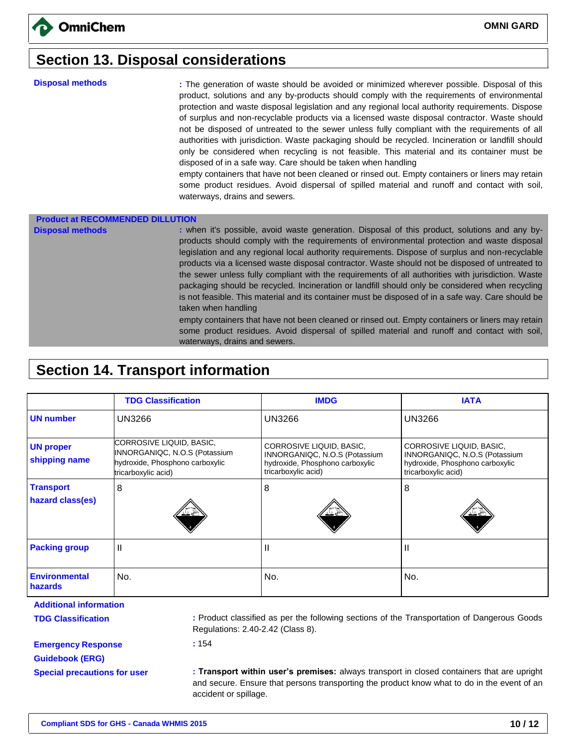## Section 13. Disposal considerations

**Disposal methods** : The generation of waste should be avoided or minimized wherever possible. Disposal of this product, solutions and any by-products should comply with the requirements of environmental protection and waste disposal legislation and any regional local authority requirements. Dispose of surplus and non-recyclable products via a licensed waste disposal contractor. Waste should not be disposed of untreated to the sewer unless fully compliant with the requirements of all authorities with jurisdiction. Waste packaging should be recycled. Incineration or landfill should only be considered when recycling is not feasible. This material and its container must be disposed of in a safe way. Care should be taken when handling
empty containers that have not been cleaned or rinsed out. Empty containers or liners may retain some product residues. Avoid dispersal of spilled material and runoff and contact with soil, waterways, drains and sewers.

**Product at RECOMMENDED DILLUTION**

**Disposal methods** : when it's possible, avoid waste generation. Disposal of this product, solutions and any by-products should comply with the requirements of environmental protection and waste disposal legislation and any regional local authority requirements. Dispose of surplus and non-recyclable products via a licensed waste disposal contractor. Waste should not be disposed of untreated to the sewer unless fully compliant with the requirements of all authorities with jurisdiction. Waste packaging should be recycled. Incineration or landfill should only be considered when recycling is not feasible. This material and its container must be disposed of in a safe way. Care should be taken when handling
empty containers that have not been cleaned or rinsed out. Empty containers or liners may retain some product residues. Avoid dispersal of spilled material and runoff and contact with soil, waterways, drains and sewers.

## Section 14. Transport information

| | TDG Classification | IMDG | IATA |
|---|---|---|---|
| **UN number** | UN3266 | UN3266 | UN3266 |
| **UN proper shipping name** | CORROSIVE LIQUID, BASIC, INNORGANIQC, N.O.S (Potassium hydroxide, Phosphono carboxylic tricarboxylic acid) | CORROSIVE LIQUID, BASIC, INNORGANIQC, N.O.S (Potassium hydroxide, Phosphono carboxylic tricarboxylic acid) | CORROSIVE LIQUID, BASIC, INNORGANIQC, N.O.S (Potassium hydroxide, Phosphono carboxylic tricarboxylic acid) |
| **Transport hazard class(es)** | 8 | 8 | 8 |
| **Packing group** | II | II | II |
| **Environmental hazards** | No. | No. | No. |

**Additional information**

**TDG Classification** : Product classified as per the following sections of the Transportation of Dangerous Goods Regulations: 2.40-2.42 (Class 8).

**Emergency Response Guidebook (ERG)** : 154

**Special precautions for user** : **Transport within user's premises:** always transport in closed containers that are upright and secure. Ensure that persons transporting the product know what to do in the event of an accident or spillage.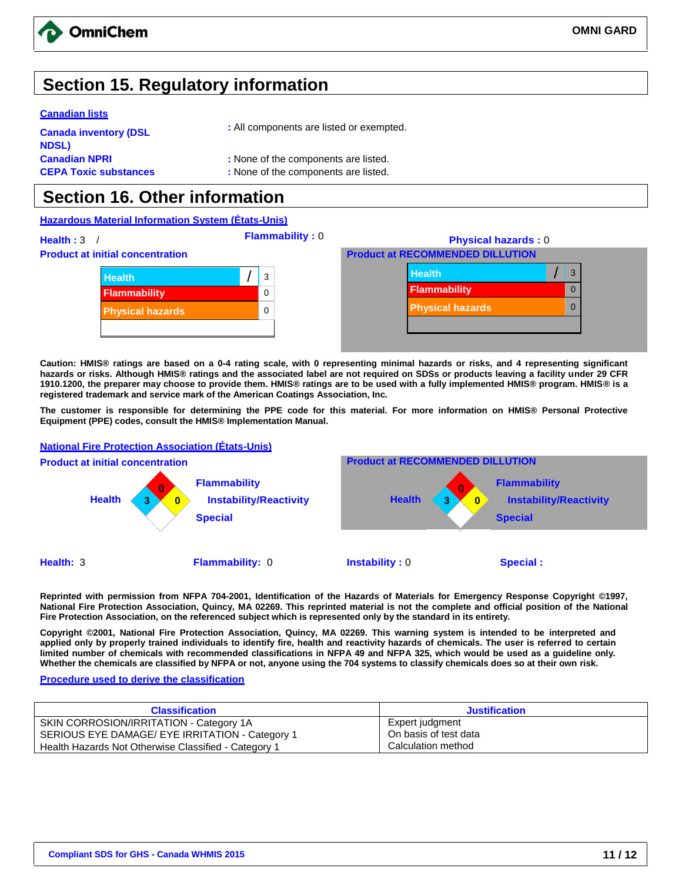## Section 15. Regulatory information

**Canadian lists**

**Canada inventory (DSL NDSL)** : All components are listed or exempted.

**Canadian NPRI** : None of the components are listed.

**CEPA Toxic substances** : None of the components are listed.

## Section 16. Other information

**Hazardous Material Information System (États-Unis)**

**Health** : 3 / **Flammability** : 0 **Physical hazards** : 0

**Product at initial concentration**

| Health | / | 3 |
|---|---|---|
| Flammability | | 0 |
| Physical hazards | | 0 |

**Product at RECOMMENDED DILUTION**

| Health | / | 3 |
|---|---|---|
| Flammability | | 0 |
| Physical hazards | | 0 |

**Caution: HMIS® ratings are based on a 0-4 rating scale, with 0 representing minimal hazards or risks, and 4 representing significant hazards or risks. Although HMIS® ratings and the associated label are not required on SDSs or products leaving a facility under 29 CFR 1910.1200, the preparer may choose to provide them. HMIS® ratings are to be used with a fully implemented HMIS® program. HMIS® is a registered trademark and service mark of the American Coatings Association, Inc.**

**The customer is responsible for determining the PPE code for this material. For more information on HMIS® Personal Protective Equipment (PPE) codes, consult the HMIS® Implementation Manual.**

**National Fire Protection Association (États-Unis)**

**Product at initial concentration**

Health: 3, Flammability: 0, Instability/Reactivity: 0, Special:

**Product at RECOMMENDED DILUTION**

Health: 3, Flammability: 0, Instability/Reactivity: 0, Special:

**Health:** 3 **Flammability:** 0 **Instability :** 0 **Special :**

**Reprinted with permission from NFPA 704-2001, Identification of the Hazards of Materials for Emergency Response Copyright ©1997, National Fire Protection Association, Quincy, MA 02269. This reprinted material is not the complete and official position of the National Fire Protection Association, on the referenced subject which is represented only by the standard in its entirety.**

**Copyright ©2001, National Fire Protection Association, Quincy, MA 02269. This warning system is intended to be interpreted and applied only by properly trained individuals to identify fire, health and reactivity hazards of chemicals. The user is referred to certain limited number of chemicals with recommended classifications in NFPA 49 and NFPA 325, which would be used as a guideline only. Whether the chemicals are classified by NFPA or not, anyone using the 704 systems to classify chemicals does so at their own risk.**

**Procedure used to derive the classification**

| Classification | Justification |
|---|---|
| SKIN CORROSION/IRRITATION - Category 1A | Expert judgment |
| SERIOUS EYE DAMAGE/ EYE IRRITATION - Category 1 | On basis of test data |
| Health Hazards Not Otherwise Classified - Category 1 | Calculation method |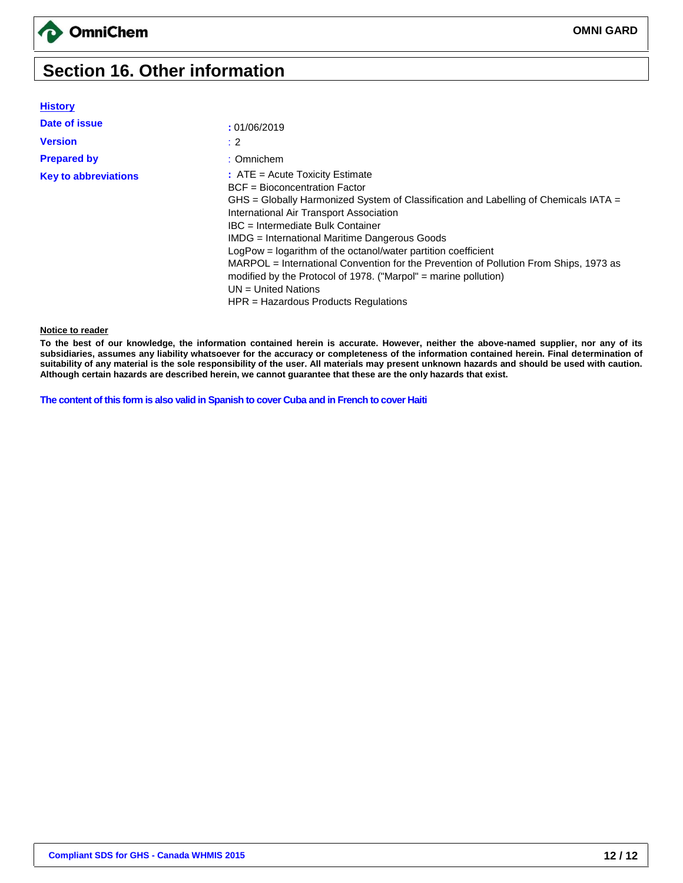## Section 16. Other information

**History**

**Date of issue** : 01/06/2019

**Version** : 2

**Prepared by** : Omnichem

**Key to abbreviations** : ATE = Acute Toxicity Estimate
BCF = Bioconcentration Factor
GHS = Globally Harmonized System of Classification and Labelling of Chemicals IATA = International Air Transport Association
IBC = Intermediate Bulk Container
IMDG = International Maritime Dangerous Goods
LogPow = logarithm of the octanol/water partition coefficient
MARPOL = International Convention for the Prevention of Pollution From Ships, 1973 as modified by the Protocol of 1978. ("Marpol" = marine pollution)
UN = United Nations
HPR = Hazardous Products Regulations

**Notice to reader**

**To the best of our knowledge, the information contained herein is accurate. However, neither the above-named supplier, nor any of its subsidiaries, assumes any liability whatsoever for the accuracy or completeness of the information contained herein. Final determination of suitability of any material is the sole responsibility of the user. All materials may present unknown hazards and should be used with caution. Although certain hazards are described herein, we cannot guarantee that these are the only hazards that exist.**

**The content of this form is also valid in Spanish to cover Cuba and in French to cover Haiti**